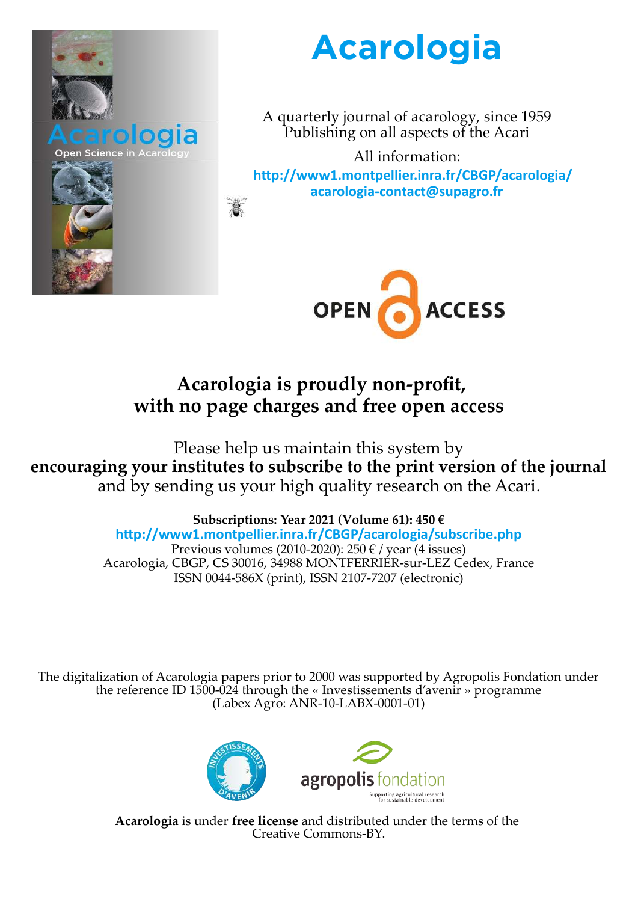# Acarologia

A quarterly journal of acarology, since 1959
Publishing on all aspects of the Acari

All information:
**http://www1.montpellier.inra.fr/CBGP/acarologia/**
**acarologia-contact@supagro.fr**

OPEN ACCESS

**Acarologia is proudly non-profit, with no page charges and free open access**

Please help us maintain this system by
**encouraging your institutes to subscribe to the print version of the journal**
and by sending us your high quality research on the Acari.

**Subscriptions: Year 2021 (Volume 61): 450 €**
**http://www1.montpellier.inra.fr/CBGP/acarologia/subscribe.php**
Previous volumes (2010-2020): 250 € / year (4 issues)
Acarologia, CBGP, CS 30016, 34988 MONTFERRIER-sur-LEZ Cedex, France
ISSN 0044-586X (print), ISSN 2107-7207 (electronic)

The digitalization of Acarologia papers prior to 2000 was supported by Agropolis Fondation under the reference ID 1500-024 through the « Investissements d'avenir » programme (Labex Agro: ANR-10-LABX-0001-01)

**Acarologia** is under **free license** and distributed under the terms of the Creative Commons-BY.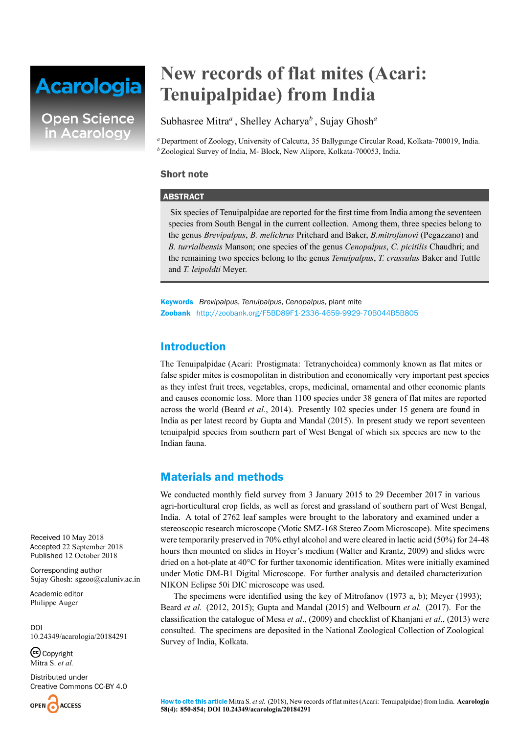# New records of flat mites (Acari: Tenuipalpidae) from India

Subhasree Mitra[a] , Shelley Acharya[b] , Sujay Ghosh[a]

[a] Department of Zoology, University of Calcutta, 35 Ballygunge Circular Road, Kolkata-700019, India.
[b] Zoological Survey of India, M- Block, New Alipore, Kolkata-700053, India.

**Short note**

**ABSTRACT**

Six species of Tenuipalpidae are reported for the first time from India among the seventeen species from South Bengal in the current collection. Among them, three species belong to the genus *Brevipalpus*, *B. melichrus* Pritchard and Baker, *B.mitrofanovi* (Pegazzano) and *B. turrialbensis* Manson; one species of the genus *Cenopalpus*, *C. picitilis* Chaudhri; and the remaining two species belong to the genus *Tenuipalpus*, *T. crassulus* Baker and Tuttle and *T. leipoldti* Meyer.

**Keywords** *Brevipalpus*, *Tenuipalpus*, *Cenopalpus*, plant mite
**Zoobank** http://zoobank.org/F5BD89F1-2336-4659-9929-70B044B5B805

## Introduction

The Tenuipalpidae (Acari: Prostigmata: Tetranychoidea) commonly known as flat mites or false spider mites is cosmopolitan in distribution and economically very important pest species as they infest fruit trees, vegetables, crops, medicinal, ornamental and other economic plants and causes economic loss. More than 1100 species under 38 genera of flat mites are reported across the world (Beard *et al.*, 2014). Presently 102 species under 15 genera are found in India as per latest record by Gupta and Mandal (2015). In present study we report seventeen tenuipalpid species from southern part of West Bengal of which six species are new to the Indian fauna.

## Materials and methods

We conducted monthly field survey from 3 January 2015 to 29 December 2017 in various agri-horticultural crop fields, as well as forest and grassland of southern part of West Bengal, India. A total of 2762 leaf samples were brought to the laboratory and examined under a stereoscopic research microscope (Motic SMZ-168 Stereo Zoom Microscope). Mite specimens were temporarily preserved in 70% ethyl alcohol and were cleared in lactic acid (50%) for 24-48 hours then mounted on slides in Hoyer's medium (Walter and Krantz, 2009) and slides were dried on a hot-plate at 40°C for further taxonomic identification. Mites were initially examined under Motic DM-B1 Digital Microscope. For further analysis and detailed characterization NIKON Eclipse 50i DIC microscope was used.

The specimens were identified using the key of Mitrofanov (1973 a, b); Meyer (1993); Beard *et al.* (2012, 2015); Gupta and Mandal (2015) and Welbourn *et al.* (2017). For the classification the catalogue of Mesa *et al*., (2009) and checklist of Khanjani *et al*., (2013) were consulted. The specimens are deposited in the National Zoological Collection of Zoological Survey of India, Kolkata.

Received 10 May 2018
Accepted 22 September 2018
Published 12 October 2018

Corresponding author
Sujay Ghosh: sgzoo@caluniv.ac.in

Academic editor
Philippe Auger

DOI
10.24349/acarologia/20184291

Copyright
Mitra S. *et al.*

Distributed under
Creative Commons CC-BY 4.0

**How to cite this article** Mitra S. *et al.* (2018), New records of flat mites (Acari: Tenuipalpidae) from India. **Acarologia 58(4): 850-854; DOI 10.24349/acarologia/20184291**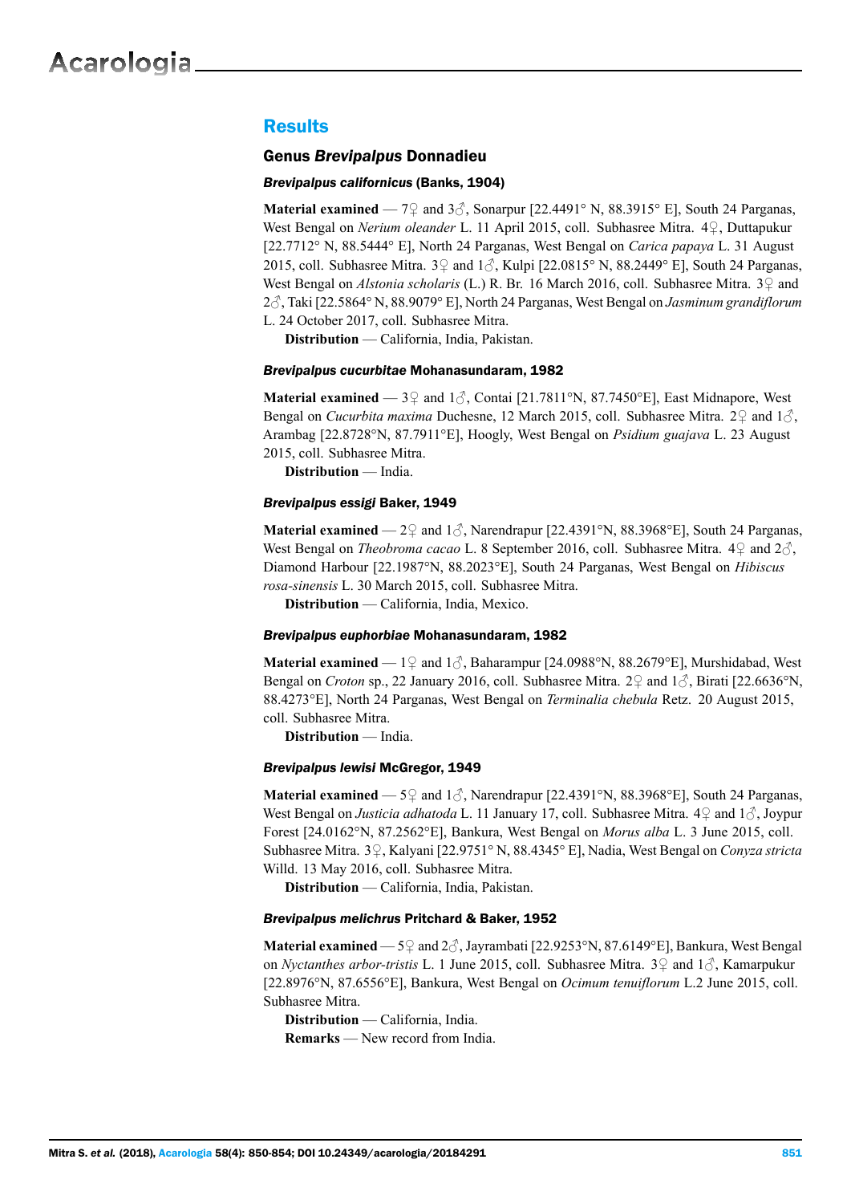## Results

### Genus *Brevipalpus* Donnadieu

#### *Brevipalpus californicus* (Banks, 1904)

**Material examined** — 7♀ and 3♂, Sonarpur [22.4491° N, 88.3915° E], South 24 Parganas, West Bengal on *Nerium oleander* L. 11 April 2015, coll. Subhasree Mitra. 4♀, Duttapukur [22.7712° N, 88.5444° E], North 24 Parganas, West Bengal on *Carica papaya* L. 31 August 2015, coll. Subhasree Mitra. 3♀ and 1♂, Kulpi [22.0815° N, 88.2449° E], South 24 Parganas, West Bengal on *Alstonia scholaris* (L.) R. Br. 16 March 2016, coll. Subhasree Mitra. 3♀ and 2♂, Taki [22.5864° N, 88.9079° E], North 24 Parganas, West Bengal on *Jasminum grandiflorum* L. 24 October 2017, coll. Subhasree Mitra.

**Distribution** — California, India, Pakistan.

#### *Brevipalpus cucurbitae* Mohanasundaram, 1982

**Material examined** — 3♀ and 1♂, Contai [21.7811°N, 87.7450°E], East Midnapore, West Bengal on *Cucurbita maxima* Duchesne, 12 March 2015, coll. Subhasree Mitra. 2♀ and 1♂, Arambag [22.8728°N, 87.7911°E], Hoogly, West Bengal on *Psidium guajava* L. 23 August 2015, coll. Subhasree Mitra.

**Distribution** — India.

#### *Brevipalpus essigi* Baker, 1949

**Material examined** — 2♀ and 1♂, Narendrapur [22.4391°N, 88.3968°E], South 24 Parganas, West Bengal on *Theobroma cacao* L. 8 September 2016, coll. Subhasree Mitra. 4♀ and 2♂, Diamond Harbour [22.1987°N, 88.2023°E], South 24 Parganas, West Bengal on *Hibiscus rosa-sinensis* L. 30 March 2015, coll. Subhasree Mitra.

**Distribution** — California, India, Mexico.

#### *Brevipalpus euphorbiae* Mohanasundaram, 1982

**Material examined** — 1♀ and 1♂, Baharampur [24.0988°N, 88.2679°E], Murshidabad, West Bengal on *Croton* sp., 22 January 2016, coll. Subhasree Mitra. 2♀ and 1♂, Birati [22.6636°N, 88.4273°E], North 24 Parganas, West Bengal on *Terminalia chebula* Retz. 20 August 2015, coll. Subhasree Mitra.

**Distribution** — India.

#### *Brevipalpus lewisi* McGregor, 1949

**Material examined** — 5♀ and 1♂, Narendrapur [22.4391°N, 88.3968°E], South 24 Parganas, West Bengal on *Justicia adhatoda* L. 11 January 17, coll. Subhasree Mitra. 4♀ and 1♂, Joypur Forest [24.0162°N, 87.2562°E], Bankura, West Bengal on *Morus alba* L. 3 June 2015, coll. Subhasree Mitra. 3♀, Kalyani [22.9751° N, 88.4345° E], Nadia, West Bengal on *Conyza stricta* Willd. 13 May 2016, coll. Subhasree Mitra.

**Distribution** — California, India, Pakistan.

#### *Brevipalpus melichrus* Pritchard & Baker, 1952

**Material examined** — 5♀ and 2♂, Jayrambati [22.9253°N, 87.6149°E], Bankura, West Bengal on *Nyctanthes arbor-tristis* L. 1 June 2015, coll. Subhasree Mitra. 3♀ and 1♂, Kamarpukur [22.8976°N, 87.6556°E], Bankura, West Bengal on *Ocimum tenuiflorum* L.2 June 2015, coll. Subhasree Mitra.

**Distribution** — California, India.

**Remarks** — New record from India.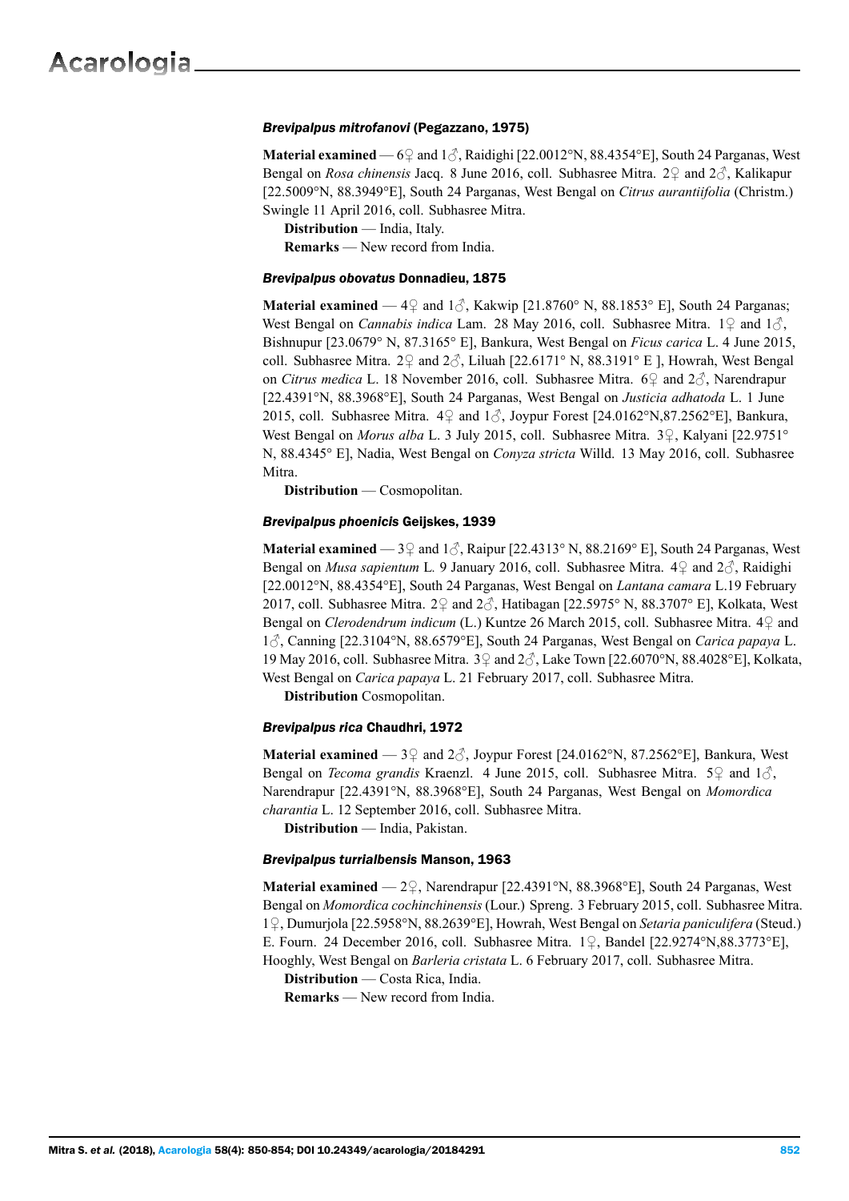### *Brevipalpus mitrofanovi* (Pegazzano, 1975)

**Material examined** — 6♀ and 1♂, Raidighi [22.0012°N, 88.4354°E], South 24 Parganas, West Bengal on *Rosa chinensis* Jacq. 8 June 2016, coll. Subhasree Mitra. 2♀ and 2♂, Kalikapur [22.5009°N, 88.3949°E], South 24 Parganas, West Bengal on *Citrus aurantiifolia* (Christm.) Swingle 11 April 2016, coll. Subhasree Mitra.

**Distribution** — India, Italy.

**Remarks** — New record from India.

### *Brevipalpus obovatus* Donnadieu, 1875

**Material examined** — 4♀ and 1♂, Kakwip [21.8760° N, 88.1853° E], South 24 Parganas; West Bengal on *Cannabis indica* Lam. 28 May 2016, coll. Subhasree Mitra. 1♀ and 1♂, Bishnupur [23.0679° N, 87.3165° E], Bankura, West Bengal on *Ficus carica* L. 4 June 2015, coll. Subhasree Mitra. 2♀ and 2♂, Liluah [22.6171° N, 88.3191° E ], Howrah, West Bengal on *Citrus medica* L. 18 November 2016, coll. Subhasree Mitra. 6♀ and 2♂, Narendrapur [22.4391°N, 88.3968°E], South 24 Parganas, West Bengal on *Justicia adhatoda* L. 1 June 2015, coll. Subhasree Mitra. 4♀ and 1♂, Joypur Forest [24.0162°N,87.2562°E], Bankura, West Bengal on *Morus alba* L. 3 July 2015, coll. Subhasree Mitra. 3♀, Kalyani [22.9751° N, 88.4345° E], Nadia, West Bengal on *Conyza stricta* Willd. 13 May 2016, coll. Subhasree Mitra.

**Distribution** — Cosmopolitan.

### *Brevipalpus phoenicis* Geijskes, 1939

**Material examined** — 3♀ and 1♂, Raipur [22.4313° N, 88.2169° E], South 24 Parganas, West Bengal on *Musa sapientum* L. 9 January 2016, coll. Subhasree Mitra. 4♀ and 2♂, Raidighi [22.0012°N, 88.4354°E], South 24 Parganas, West Bengal on *Lantana camara* L.19 February 2017, coll. Subhasree Mitra. 2♀ and 2♂, Hatibagan [22.5975° N, 88.3707° E], Kolkata, West Bengal on *Clerodendrum indicum* (L.) Kuntze 26 March 2015, coll. Subhasree Mitra. 4♀ and 1♂, Canning [22.3104°N, 88.6579°E], South 24 Parganas, West Bengal on *Carica papaya* L. 19 May 2016, coll. Subhasree Mitra. 3♀ and 2♂, Lake Town [22.6070°N, 88.4028°E], Kolkata, West Bengal on *Carica papaya* L. 21 February 2017, coll. Subhasree Mitra.

**Distribution** Cosmopolitan.

### *Brevipalpus rica* Chaudhri, 1972

**Material examined** — 3♀ and 2♂, Joypur Forest [24.0162°N, 87.2562°E], Bankura, West Bengal on *Tecoma grandis* Kraenzl. 4 June 2015, coll. Subhasree Mitra. 5♀ and 1♂, Narendrapur [22.4391°N, 88.3968°E], South 24 Parganas, West Bengal on *Momordica charantia* L. 12 September 2016, coll. Subhasree Mitra.

**Distribution** — India, Pakistan.

### *Brevipalpus turrialbensis* Manson, 1963

**Material examined** — 2♀, Narendrapur [22.4391°N, 88.3968°E], South 24 Parganas, West Bengal on *Momordica cochinchinensis* (Lour.) Spreng. 3 February 2015, coll. Subhasree Mitra. 1♀, Dumurjola [22.5958°N, 88.2639°E], Howrah, West Bengal on *Setaria paniculifera* (Steud.) E. Fourn. 24 December 2016, coll. Subhasree Mitra. 1♀, Bandel [22.9274°N,88.3773°E], Hooghly, West Bengal on *Barleria cristata* L. 6 February 2017, coll. Subhasree Mitra.

**Distribution** — Costa Rica, India.

**Remarks** — New record from India.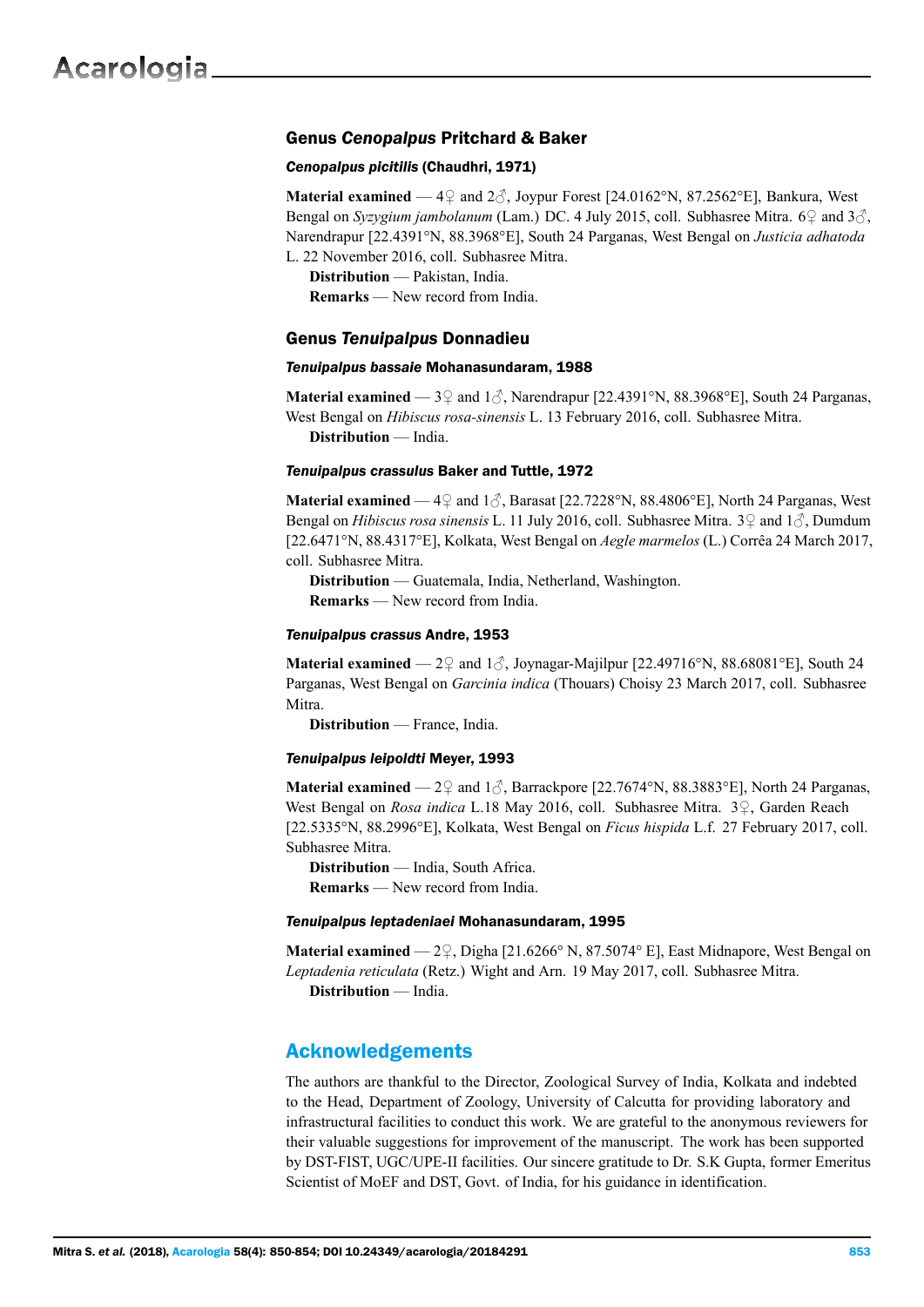### Genus *Cenopalpus* Pritchard & Baker

#### *Cenopalpus picitilis* (Chaudhri, 1971)

**Material examined** — 4♀ and 2♂, Joypur Forest [24.0162°N, 87.2562°E], Bankura, West Bengal on *Syzygium jambolanum* (Lam.) DC. 4 July 2015, coll. Subhasree Mitra. 6♀ and 3♂, Narendrapur [22.4391°N, 88.3968°E], South 24 Parganas, West Bengal on *Justicia adhatoda* L. 22 November 2016, coll. Subhasree Mitra.

**Distribution** — Pakistan, India.

**Remarks** — New record from India.

### Genus *Tenuipalpus* Donnadieu

#### *Tenuipalpus bassaie* Mohanasundaram, 1988

**Material examined** — 3♀ and 1♂, Narendrapur [22.4391°N, 88.3968°E], South 24 Parganas, West Bengal on *Hibiscus rosa-sinensis* L. 13 February 2016, coll. Subhasree Mitra.

**Distribution** — India.

#### *Tenuipalpus crassulus* Baker and Tuttle, 1972

**Material examined** — 4♀ and 1♂, Barasat [22.7228°N, 88.4806°E], North 24 Parganas, West Bengal on *Hibiscus rosa sinensis* L. 11 July 2016, coll. Subhasree Mitra. 3♀ and 1♂, Dumdum [22.6471°N, 88.4317°E], Kolkata, West Bengal on *Aegle marmelos* (L.) Corrêa 24 March 2017, coll. Subhasree Mitra.

**Distribution** — Guatemala, India, Netherland, Washington.

**Remarks** — New record from India.

#### *Tenuipalpus crassus* Andre, 1953

**Material examined** — 2♀ and 1♂, Joynagar-Majilpur [22.49716°N, 88.68081°E], South 24 Parganas, West Bengal on *Garcinia indica* (Thouars) Choisy 23 March 2017, coll. Subhasree Mitra.

**Distribution** — France, India.

#### *Tenuipalpus leipoldti* Meyer, 1993

**Material examined** — 2♀ and 1♂, Barrackpore [22.7674°N, 88.3883°E], North 24 Parganas, West Bengal on *Rosa indica* L.18 May 2016, coll. Subhasree Mitra. 3♀, Garden Reach [22.5335°N, 88.2996°E], Kolkata, West Bengal on *Ficus hispida* L.f. 27 February 2017, coll. Subhasree Mitra.

**Distribution** — India, South Africa.

**Remarks** — New record from India.

#### *Tenuipalpus leptadeniaei* Mohanasundaram, 1995

**Material examined** — 2♀, Digha [21.6266° N, 87.5074° E], East Midnapore, West Bengal on *Leptadenia reticulata* (Retz.) Wight and Arn. 19 May 2017, coll. Subhasree Mitra.

**Distribution** — India.

## Acknowledgements

The authors are thankful to the Director, Zoological Survey of India, Kolkata and indebted to the Head, Department of Zoology, University of Calcutta for providing laboratory and infrastructural facilities to conduct this work. We are grateful to the anonymous reviewers for their valuable suggestions for improvement of the manuscript. The work has been supported by DST-FIST, UGC/UPE-II facilities. Our sincere gratitude to Dr. S.K Gupta, former Emeritus Scientist of MoEF and DST, Govt. of India, for his guidance in identification.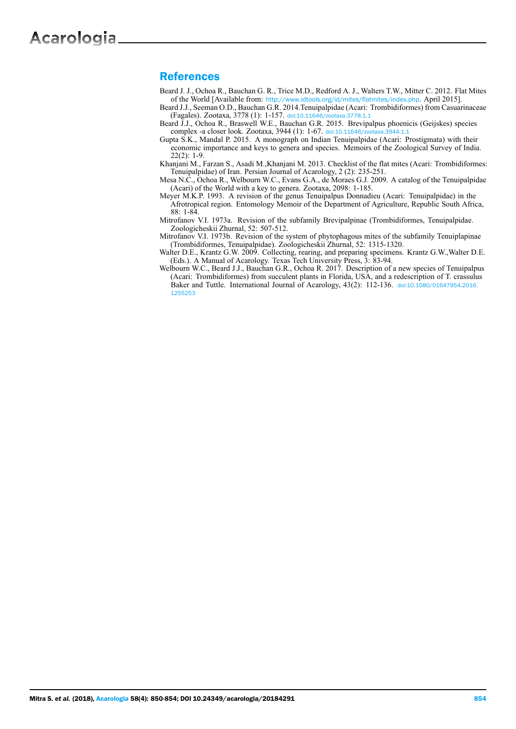## References

Beard J. J., Ochoa R., Bauchan G. R., Trice M.D., Redford A. J., Walters T.W., Mitter C. 2012. Flat Mites of the World [Available from: http://www.idtools.org/id/mites/flatmites/index.php. April 2015].

Beard J.J., Seeman O.D., Bauchan G.R. 2014.Tenuipalpidae (Acari: Trombidiformes) from Casuarinaceae (Fagales). Zootaxa, 3778 (1): 1-157. doi:10.11646/zootaxa.3778.1.1

Beard J.J., Ochoa R., Braswell W.E., Bauchan G.R. 2015. Brevipalpus phoenicis (Geijskes) species complex -a closer look. Zootaxa, 3944 (1): 1-67. doi:10.11646/zootaxa.3944.1.1

Gupta S.K., Mandal P. 2015. A monograph on Indian Tenuipalpidae (Acari: Prostigmata) with their economic importance and keys to genera and species. Memoirs of the Zoological Survey of India. 22(2): 1-9.

Khanjani M., Farzan S., Asadi M.,Khanjani M. 2013. Checklist of the flat mites (Acari: Trombidiformes: Tenuipalpidae) of Iran. Persian Journal of Acarology, 2 (2): 235-251.

Mesa N.C., Ochoa R., Welbourn W.C., Evans G.A., de Moraes G.J. 2009. A catalog of the Tenuipalpidae (Acari) of the World with a key to genera. Zootaxa, 2098: 1-185.

Meyer M.K.P. 1993. A revision of the genus Tenuipalpus Donnadieu (Acari: Tenuipalpidae) in the Afrotropical region. Entomology Memoir of the Department of Agriculture, Republic South Africa, 88: 1-84.

Mitrofanov V.I. 1973a. Revision of the subfamily Brevipalpinae (Trombidiformes, Tenuipalpidae. Zoologicheskii Zhurnal, 52: 507-512.

Mitrofanov V.I. 1973b. Revision of the system of phytophagous mites of the subfamily Tenuiplapinae (Trombidiformes, Tenuipalpidae). Zoologicheskii Zhurnal, 52: 1315-1320.

Walter D.E., Krantz G.W. 2009. Collecting, rearing, and preparing specimens. Krantz G.W.,Walter D.E. (Eds.). A Manual of Acarology. Texas Tech University Press, 3: 83-94.

Welbourn W.C., Beard J.J., Bauchan G.R., Ochoa R. 2017. Description of a new species of Tenuipalpus (Acari: Trombidiformes) from succulent plants in Florida, USA, and a redescription of T. crassulus Baker and Tuttle. International Journal of Acarology, 43(2): 112-136. doi:10.1080/01647954.2016.1255253